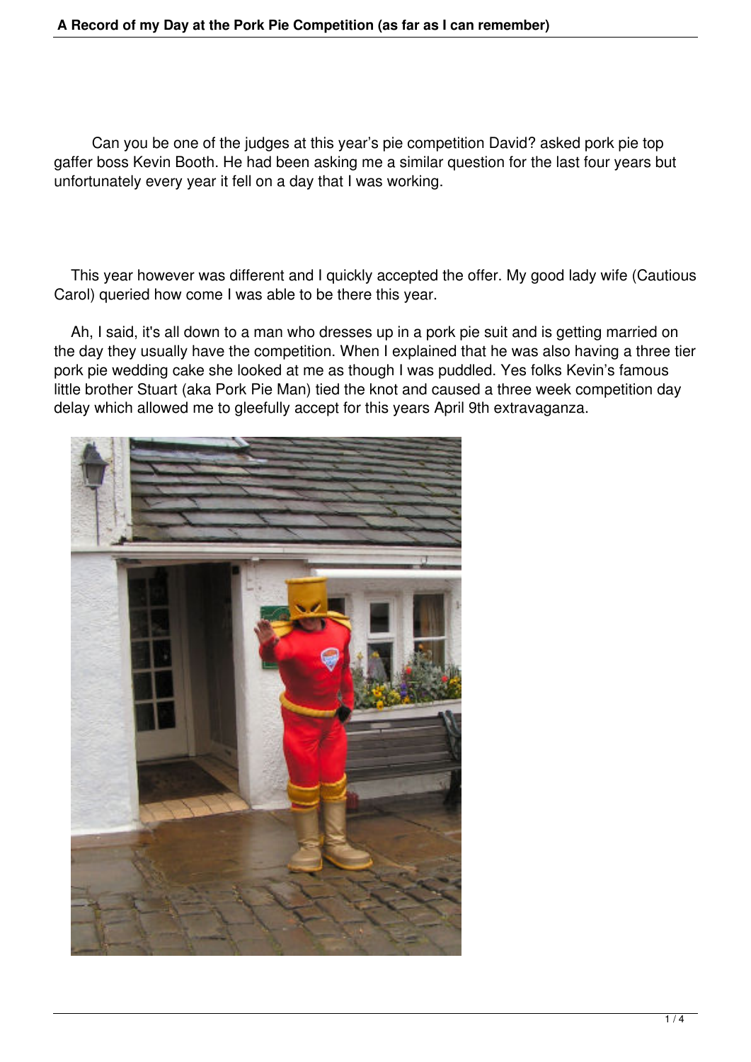Can you be one of the judges at this year's pie competition David? asked pork pie top gaffer boss Kevin Booth. He had been asking me a similar question for the last four years but unfortunately every year it fell on a day that I was working.

This year however was different and I quickly accepted the offer. My good lady wife (Cautious Carol) queried how come I was able to be there this year.

Ah, I said, it's all down to a man who dresses up in a pork pie suit and is getting married on the day they usually have the competition. When I explained that he was also having a three tier pork pie wedding cake she looked at me as though I was puddled. Yes folks Kevin's famous little brother Stuart (aka Pork Pie Man) tied the knot and caused a three week competition day delay which allowed me to gleefully accept for this years April 9th extravaganza.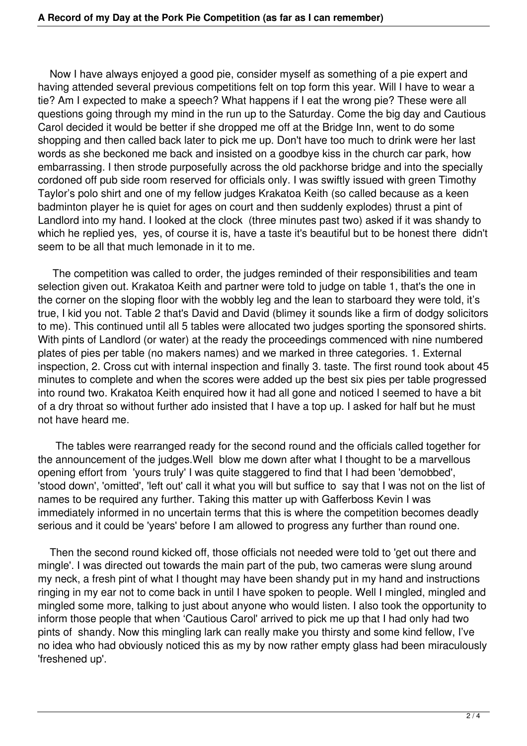Now I have always enjoyed a good pie, consider myself as something of a pie expert and having attended several previous competitions felt on top form this year. Will I have to wear a tie? Am I expected to make a speech? What happens if I eat the wrong pie? These were all questions going through my mind in the run up to the Saturday. Come the big day and Cautious Carol decided it would be better if she dropped me off at the Bridge Inn, went to do some shopping and then called back later to pick me up. Don't have too much to drink were her last words as she beckoned me back and insisted on a goodbye kiss in the church car park, how embarrassing. I then strode purposefully across the old packhorse bridge and into the specially cordoned off pub side room reserved for officials only. I was swiftly issued with green Timothy Taylor's polo shirt and one of my fellow judges Krakatoa Keith (so called because as a keen badminton player he is quiet for ages on court and then suddenly explodes) thrust a pint of Landlord into my hand. I looked at the clock (three minutes past two) asked if it was shandy to which he replied yes, yes, of course it is, have a taste it's beautiful but to be honest there didn't seem to be all that much lemonade in it to me.

The competition was called to order, the judges reminded of their responsibilities and team selection given out. Krakatoa Keith and partner were told to judge on table 1, that's the one in the corner on the sloping floor with the wobbly leg and the lean to starboard they were told, it's true, I kid you not. Table 2 that's David and David (blimey it sounds like a firm of dodgy solicitors to me). This continued until all 5 tables were allocated two judges sporting the sponsored shirts. With pints of Landlord (or water) at the ready the proceedings commenced with nine numbered plates of pies per table (no makers names) and we marked in three categories. 1. External inspection, 2. Cross cut with internal inspection and finally 3. taste. The first round took about 45 minutes to complete and when the scores were added up the best six pies per table progressed into round two. Krakatoa Keith enquired how it had all gone and noticed I seemed to have a bit of a dry throat so without further ado insisted that I have a top up. I asked for half but he must not have heard me.

The tables were rearranged ready for the second round and the officials called together for the announcement of the judges.Well blow me down after what I thought to be a marvellous opening effort from 'yours truly' I was quite staggered to find that I had been 'demobbed', 'stood down', 'omitted', 'left out' call it what you will but suffice to say that I was not on the list of names to be required any further. Taking this matter up with Gafferboss Kevin I was immediately informed in no uncertain terms that this is where the competition becomes deadly serious and it could be 'years' before I am allowed to progress any further than round one.

Then the second round kicked off, those officials not needed were told to 'get out there and mingle'. I was directed out towards the main part of the pub, two cameras were slung around my neck, a fresh pint of what I thought may have been shandy put in my hand and instructions ringing in my ear not to come back in until I have spoken to people. Well I mingled, mingled and mingled some more, talking to just about anyone who would listen. I also took the opportunity to inform those people that when 'Cautious Carol' arrived to pick me up that I had only had two pints of shandy. Now this mingling lark can really make you thirsty and some kind fellow, I've no idea who had obviously noticed this as my by now rather empty glass had been miraculously 'freshened up'.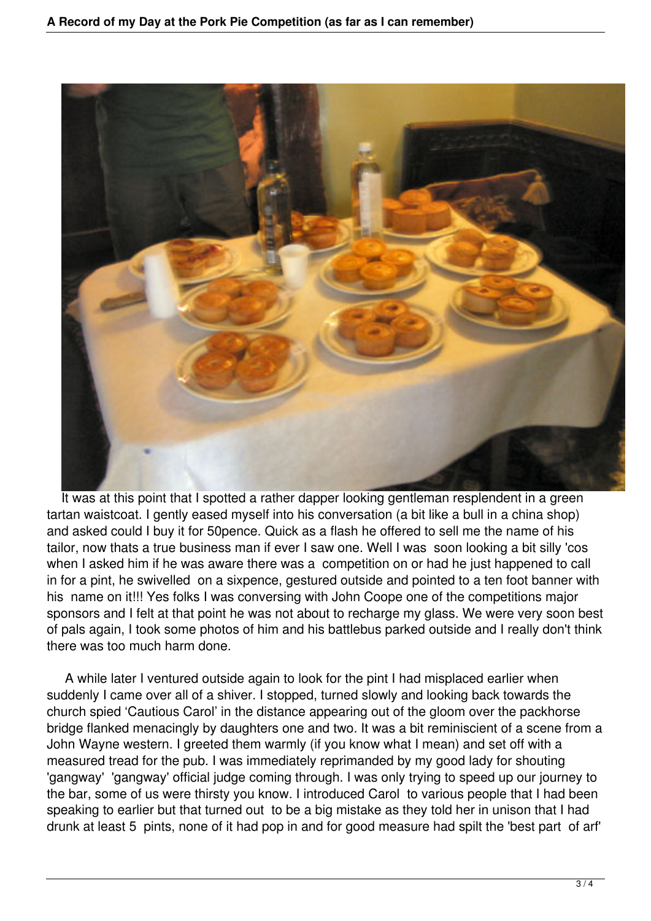It was at this point that I spotted a rather dapper looking gentleman resplendent in a green tartan waistcoat. I gently eased myself into his conversation (a bit like a bull in a china shop) and asked could I buy it for 50pence. Quick as a flash he offered to sell me the name of his tailor, now thats a true business man if ever I saw one. Well I was soon looking a bit silly 'cos when I asked him if he was aware there was a competition on or had he just happened to call in for a pint, he swivelled on a sixpence, gestured outside and pointed to a ten foot banner with his name on it!!! Yes folks I was conversing with John Coope one of the competitions major sponsors and I felt at that point he was not about to recharge my glass. We were very soon best of pals again, I took some photos of him and his battlebus parked outside and I really don't think there was too much harm done.

A while later I ventured outside again to look for the pint I had misplaced earlier when suddenly I came over all of a shiver. I stopped, turned slowly and looking back towards the church spied 'Cautious Carol' in the distance appearing out of the gloom over the packhorse bridge flanked menacingly by daughters one and two. It was a bit reminiscient of a scene from a John Wayne western. I greeted them warmly (if you know what I mean) and set off with a measured tread for the pub. I was immediately reprimanded by my good lady for shouting 'gangway' 'gangway' official judge coming through. I was only trying to speed up our journey to the bar, some of us were thirsty you know. I introduced Carol to various people that I had been speaking to earlier but that turned out to be a big mistake as they told her in unison that I had drunk at least 5 pints, none of it had pop in and for good measure had spilt the 'best part of arf'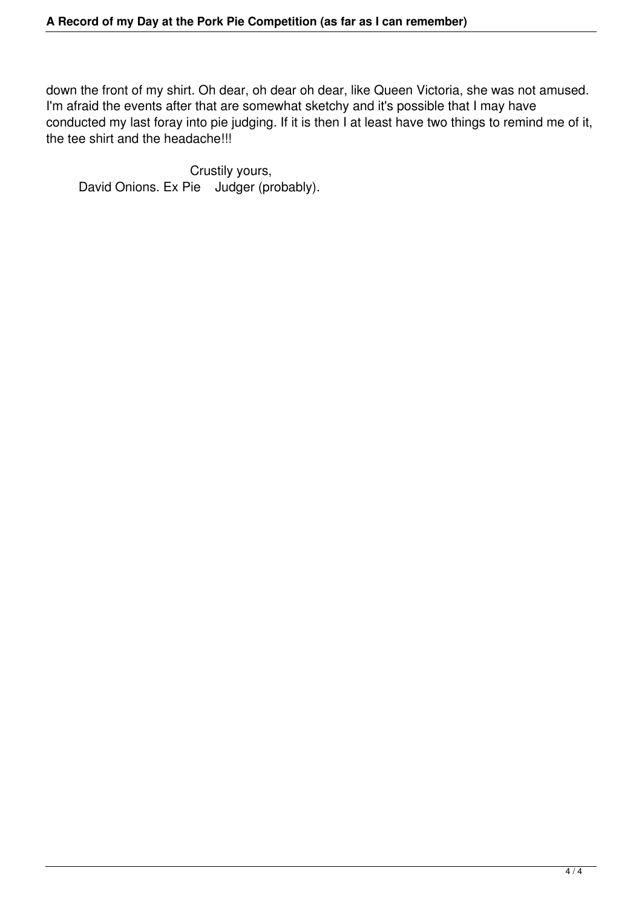down the front of my shirt. Oh dear, oh dear oh dear, like Queen Victoria, she was not amused. I'm afraid the events after that are somewhat sketchy and it's possible that I may have conducted my last foray into pie judging. If it is then I at least have two things to remind me of it, the tee shirt and the headache!!!

Crustily yours,
David Onions. Ex Pie Judger (probably).